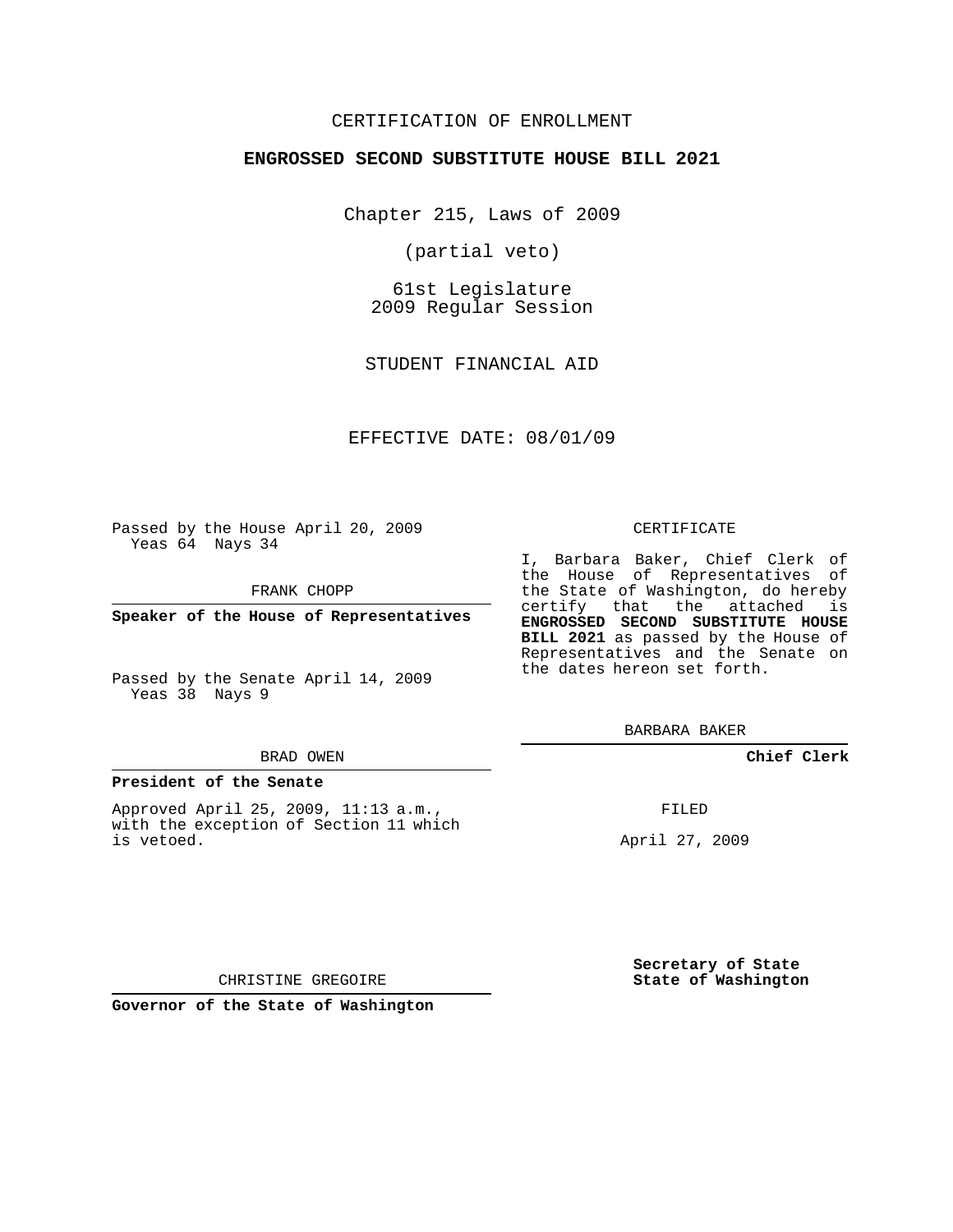CERTIFICATION OF ENROLLMENT

**ENGROSSED SECOND SUBSTITUTE HOUSE BILL 2021**

Chapter 215, Laws of 2009

(partial veto)

61st Legislature
2009 Regular Session

STUDENT FINANCIAL AID

EFFECTIVE DATE: 08/01/09

Passed by the House April 20, 2009
Yeas 64 Nays 34

FRANK CHOPP

**Speaker of the House of Representatives**

Passed by the Senate April 14, 2009
Yeas 38 Nays 9

BRAD OWEN

**President of the Senate**

Approved April 25, 2009, 11:13 a.m., with the exception of Section 11 which is vetoed.

CHRISTINE GREGOIRE

**Governor of the State of Washington**

CERTIFICATE

I, Barbara Baker, Chief Clerk of the House of Representatives of the State of Washington, do hereby certify that the attached is **ENGROSSED SECOND SUBSTITUTE HOUSE BILL 2021** as passed by the House of Representatives and the Senate on the dates hereon set forth.

BARBARA BAKER

**Chief Clerk**

FILED

April 27, 2009

**Secretary of State**
**State of Washington**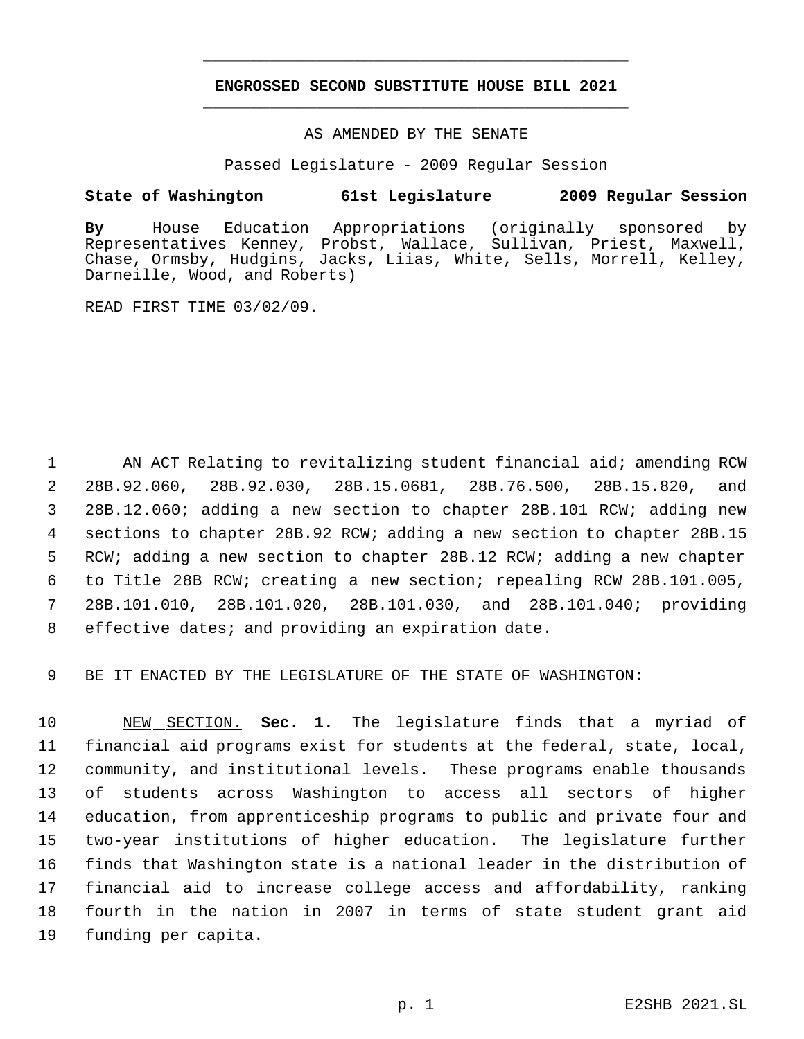# ENGROSSED SECOND SUBSTITUTE HOUSE BILL 2021

AS AMENDED BY THE SENATE

Passed Legislature - 2009 Regular Session

**State of Washington 61st Legislature 2009 Regular Session**

**By** House Education Appropriations (originally sponsored by Representatives Kenney, Probst, Wallace, Sullivan, Priest, Maxwell, Chase, Ormsby, Hudgins, Jacks, Liias, White, Sells, Morrell, Kelley, Darneille, Wood, and Roberts)

READ FIRST TIME 03/02/09.

AN ACT Relating to revitalizing student financial aid; amending RCW 28B.92.060, 28B.92.030, 28B.15.0681, 28B.76.500, 28B.15.820, and 28B.12.060; adding a new section to chapter 28B.101 RCW; adding new sections to chapter 28B.92 RCW; adding a new section to chapter 28B.15 RCW; adding a new section to chapter 28B.12 RCW; adding a new chapter to Title 28B RCW; creating a new section; repealing RCW 28B.101.005, 28B.101.010, 28B.101.020, 28B.101.030, and 28B.101.040; providing effective dates; and providing an expiration date.

BE IT ENACTED BY THE LEGISLATURE OF THE STATE OF WASHINGTON:

NEW SECTION. **Sec. 1.** The legislature finds that a myriad of financial aid programs exist for students at the federal, state, local, community, and institutional levels. These programs enable thousands of students across Washington to access all sectors of higher education, from apprenticeship programs to public and private four and two-year institutions of higher education. The legislature further finds that Washington state is a national leader in the distribution of financial aid to increase college access and affordability, ranking fourth in the nation in 2007 in terms of state student grant aid funding per capita.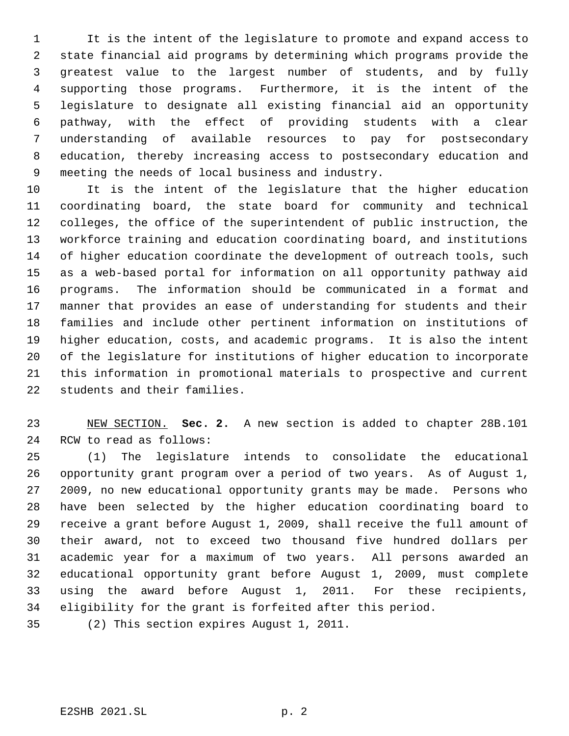It is the intent of the legislature to promote and expand access to state financial aid programs by determining which programs provide the greatest value to the largest number of students, and by fully supporting those programs. Furthermore, it is the intent of the legislature to designate all existing financial aid an opportunity pathway, with the effect of providing students with a clear understanding of available resources to pay for postsecondary education, thereby increasing access to postsecondary education and meeting the needs of local business and industry.

It is the intent of the legislature that the higher education coordinating board, the state board for community and technical colleges, the office of the superintendent of public instruction, the workforce training and education coordinating board, and institutions of higher education coordinate the development of outreach tools, such as a web-based portal for information on all opportunity pathway aid programs. The information should be communicated in a format and manner that provides an ease of understanding for students and their families and include other pertinent information on institutions of higher education, costs, and academic programs. It is also the intent of the legislature for institutions of higher education to incorporate this information in promotional materials to prospective and current students and their families.

NEW SECTION. **Sec. 2.** A new section is added to chapter 28B.101 RCW to read as follows:

(1) The legislature intends to consolidate the educational opportunity grant program over a period of two years. As of August 1, 2009, no new educational opportunity grants may be made. Persons who have been selected by the higher education coordinating board to receive a grant before August 1, 2009, shall receive the full amount of their award, not to exceed two thousand five hundred dollars per academic year for a maximum of two years. All persons awarded an educational opportunity grant before August 1, 2009, must complete using the award before August 1, 2011. For these recipients, eligibility for the grant is forfeited after this period.

(2) This section expires August 1, 2011.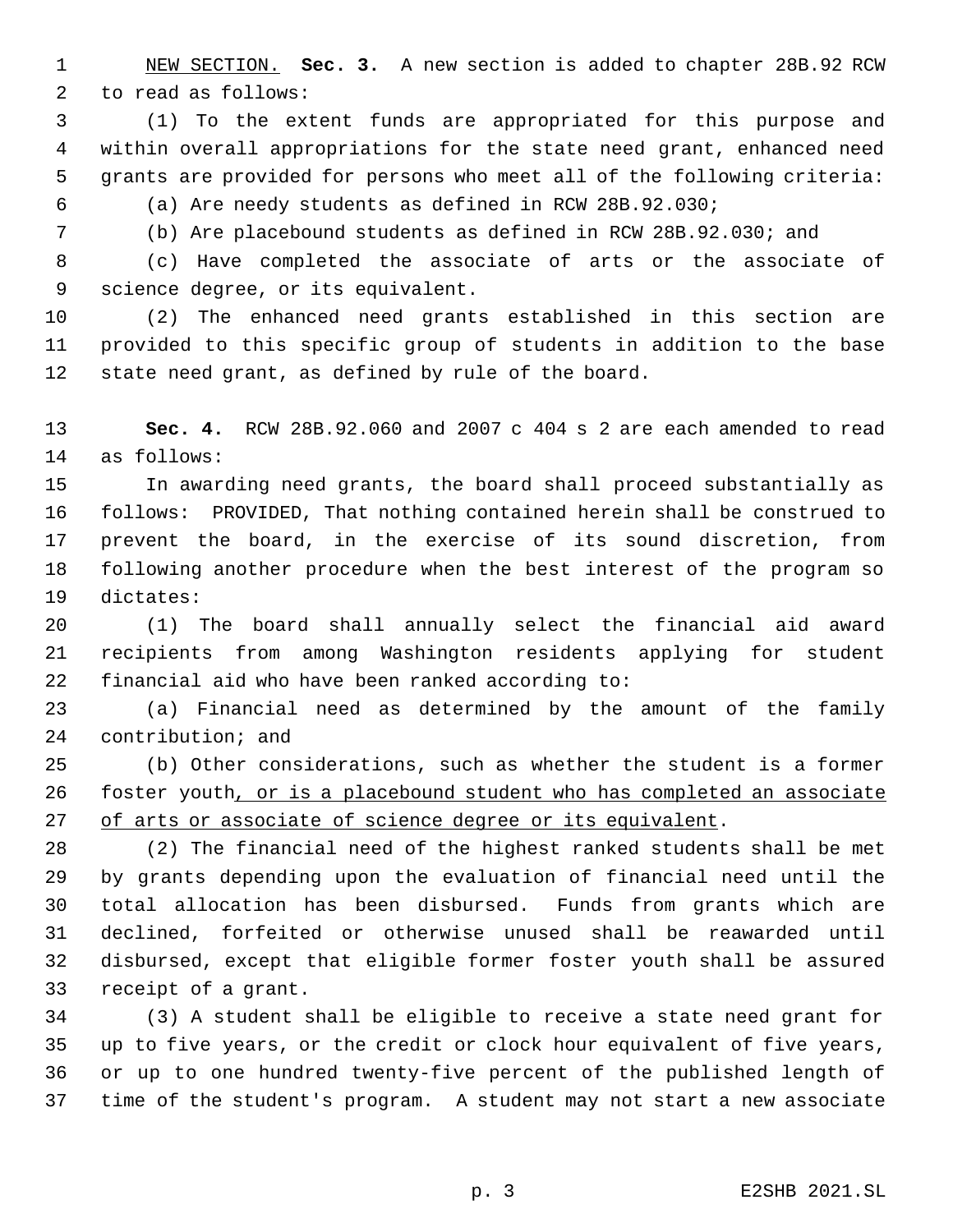NEW SECTION. **Sec. 3.** A new section is added to chapter 28B.92 RCW to read as follows:

(1) To the extent funds are appropriated for this purpose and within overall appropriations for the state need grant, enhanced need grants are provided for persons who meet all of the following criteria:

(a) Are needy students as defined in RCW 28B.92.030;

(b) Are placebound students as defined in RCW 28B.92.030; and

(c) Have completed the associate of arts or the associate of science degree, or its equivalent.

(2) The enhanced need grants established in this section are provided to this specific group of students in addition to the base state need grant, as defined by rule of the board.

**Sec. 4.** RCW 28B.92.060 and 2007 c 404 s 2 are each amended to read as follows:

In awarding need grants, the board shall proceed substantially as follows: PROVIDED, That nothing contained herein shall be construed to prevent the board, in the exercise of its sound discretion, from following another procedure when the best interest of the program so dictates:

(1) The board shall annually select the financial aid award recipients from among Washington residents applying for student financial aid who have been ranked according to:

(a) Financial need as determined by the amount of the family contribution; and

(b) Other considerations, such as whether the student is a former foster youth, or is a placebound student who has completed an associate of arts or associate of science degree or its equivalent.

(2) The financial need of the highest ranked students shall be met by grants depending upon the evaluation of financial need until the total allocation has been disbursed. Funds from grants which are declined, forfeited or otherwise unused shall be reawarded until disbursed, except that eligible former foster youth shall be assured receipt of a grant.

(3) A student shall be eligible to receive a state need grant for up to five years, or the credit or clock hour equivalent of five years, or up to one hundred twenty-five percent of the published length of time of the student's program. A student may not start a new associate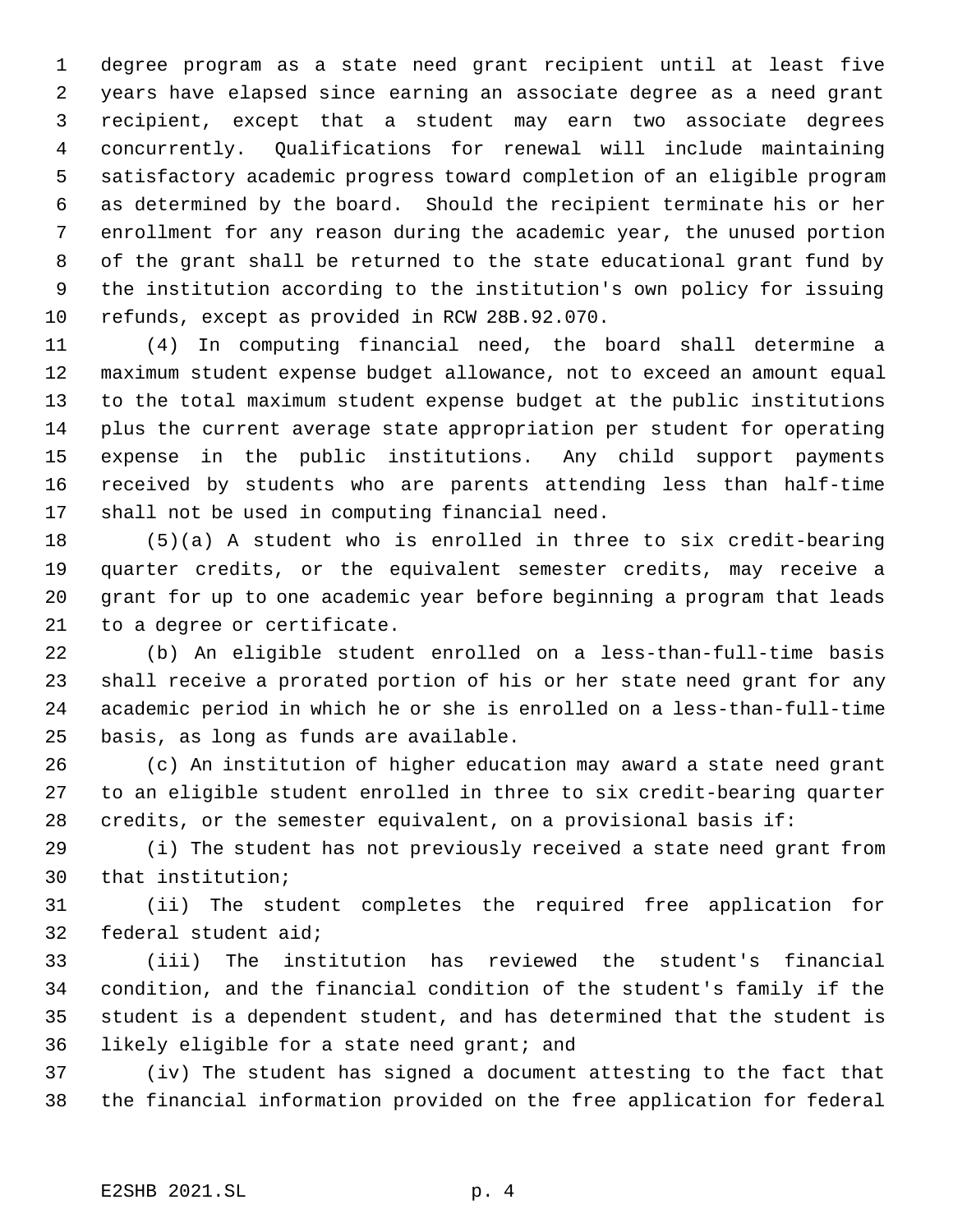degree program as a state need grant recipient until at least five years have elapsed since earning an associate degree as a need grant recipient, except that a student may earn two associate degrees concurrently. Qualifications for renewal will include maintaining satisfactory academic progress toward completion of an eligible program as determined by the board. Should the recipient terminate his or her enrollment for any reason during the academic year, the unused portion of the grant shall be returned to the state educational grant fund by the institution according to the institution's own policy for issuing refunds, except as provided in RCW 28B.92.070.

(4) In computing financial need, the board shall determine a maximum student expense budget allowance, not to exceed an amount equal to the total maximum student expense budget at the public institutions plus the current average state appropriation per student for operating expense in the public institutions. Any child support payments received by students who are parents attending less than half-time shall not be used in computing financial need.

(5)(a) A student who is enrolled in three to six credit-bearing quarter credits, or the equivalent semester credits, may receive a grant for up to one academic year before beginning a program that leads to a degree or certificate.

(b) An eligible student enrolled on a less-than-full-time basis shall receive a prorated portion of his or her state need grant for any academic period in which he or she is enrolled on a less-than-full-time basis, as long as funds are available.

(c) An institution of higher education may award a state need grant to an eligible student enrolled in three to six credit-bearing quarter credits, or the semester equivalent, on a provisional basis if:

(i) The student has not previously received a state need grant from that institution;

(ii) The student completes the required free application for federal student aid;

(iii) The institution has reviewed the student's financial condition, and the financial condition of the student's family if the student is a dependent student, and has determined that the student is likely eligible for a state need grant; and

(iv) The student has signed a document attesting to the fact that the financial information provided on the free application for federal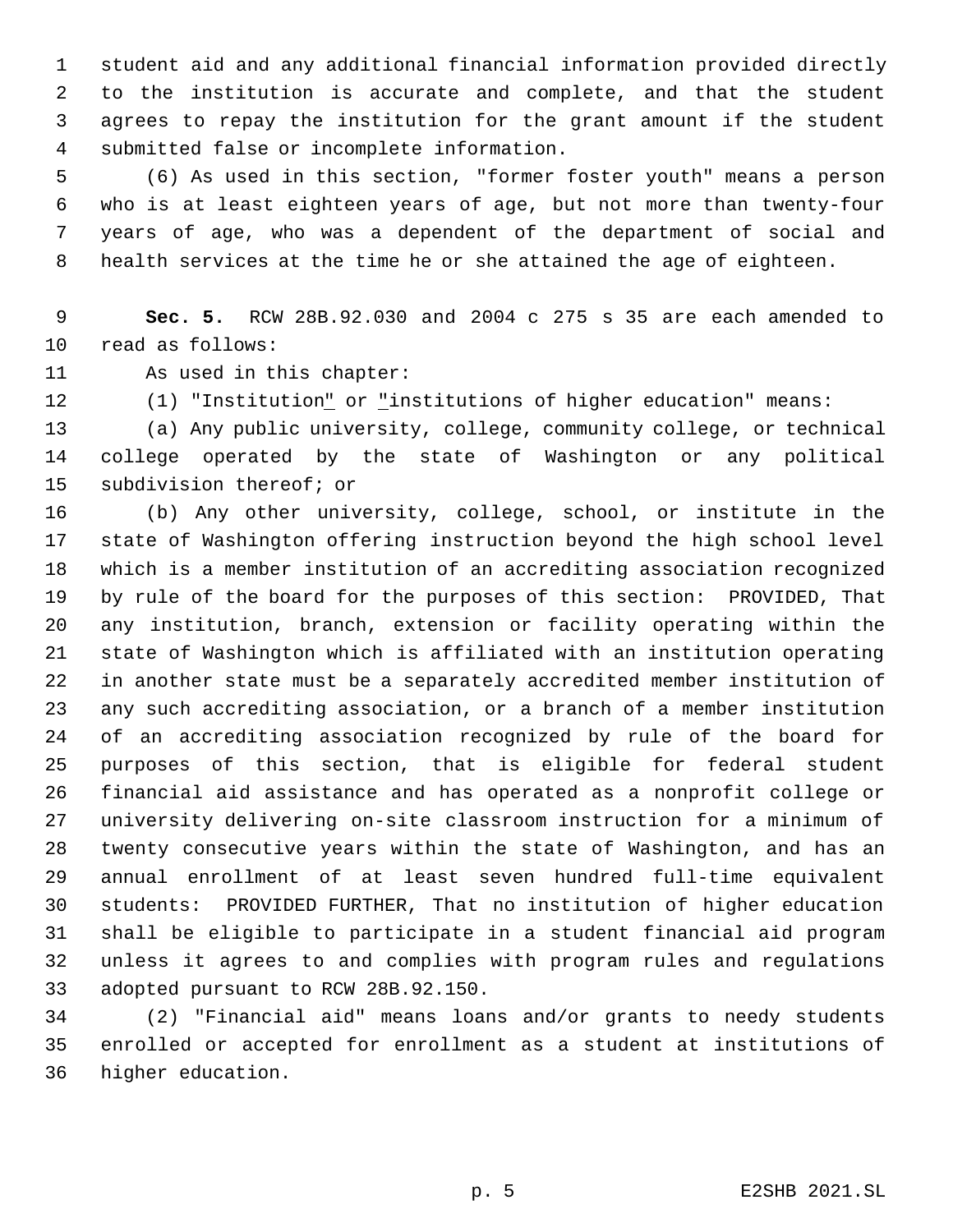student aid and any additional financial information provided directly to the institution is accurate and complete, and that the student agrees to repay the institution for the grant amount if the student submitted false or incomplete information.

(6) As used in this section, "former foster youth" means a person who is at least eighteen years of age, but not more than twenty-four years of age, who was a dependent of the department of social and health services at the time he or she attained the age of eighteen.

**Sec. 5.** RCW 28B.92.030 and 2004 c 275 s 35 are each amended to read as follows:

As used in this chapter:

(1) "Institution" or "institutions of higher education" means:

(a) Any public university, college, community college, or technical college operated by the state of Washington or any political subdivision thereof; or

(b) Any other university, college, school, or institute in the state of Washington offering instruction beyond the high school level which is a member institution of an accrediting association recognized by rule of the board for the purposes of this section: PROVIDED, That any institution, branch, extension or facility operating within the state of Washington which is affiliated with an institution operating in another state must be a separately accredited member institution of any such accrediting association, or a branch of a member institution of an accrediting association recognized by rule of the board for purposes of this section, that is eligible for federal student financial aid assistance and has operated as a nonprofit college or university delivering on-site classroom instruction for a minimum of twenty consecutive years within the state of Washington, and has an annual enrollment of at least seven hundred full-time equivalent students: PROVIDED FURTHER, That no institution of higher education shall be eligible to participate in a student financial aid program unless it agrees to and complies with program rules and regulations adopted pursuant to RCW 28B.92.150.

(2) "Financial aid" means loans and/or grants to needy students enrolled or accepted for enrollment as a student at institutions of higher education.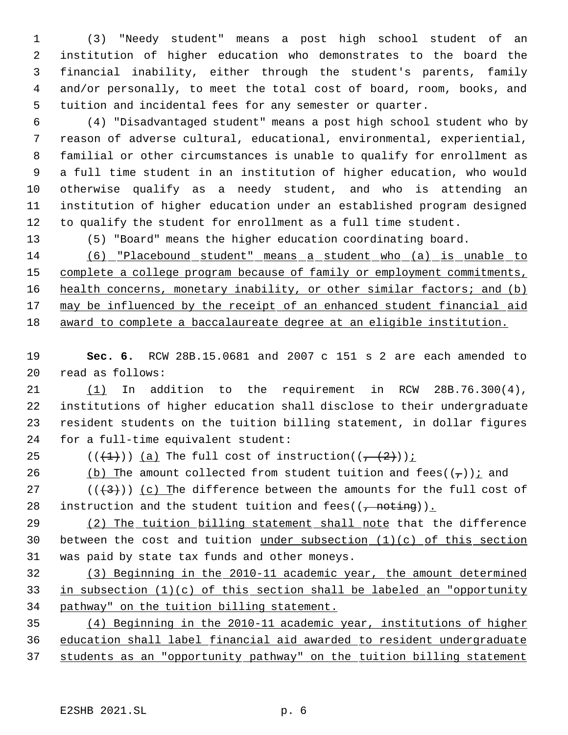(3) "Needy student" means a post high school student of an institution of higher education who demonstrates to the board the financial inability, either through the student's parents, family and/or personally, to meet the total cost of board, room, books, and tuition and incidental fees for any semester or quarter.

(4) "Disadvantaged student" means a post high school student who by reason of adverse cultural, educational, environmental, experiential, familial or other circumstances is unable to qualify for enrollment as a full time student in an institution of higher education, who would otherwise qualify as a needy student, and who is attending an institution of higher education under an established program designed to qualify the student for enrollment as a full time student.

(5) "Board" means the higher education coordinating board.

<u>(6) "Placebound student" means a student who (a) is unable to complete a college program because of family or employment commitments, health concerns, monetary inability, or other similar factors; and (b) may be influenced by the receipt of an enhanced student financial aid award to complete a baccalaureate degree at an eligible institution.</u>

**Sec. 6.** RCW 28B.15.0681 and 2007 c 151 s 2 are each amended to read as follows:

<u>(1)</u> In addition to the requirement in RCW 28B.76.300(4), institutions of higher education shall disclose to their undergraduate resident students on the tuition billing statement, in dollar figures for a full-time equivalent student:

(((~~1~~))) <u>(a)</u> The full cost of instruction((~~, (2)~~))<u>;</u>

<u>(b) T</u>he amount collected from student tuition and fees((~~,~~))<u>;</u> and

(((~~3~~))) <u>(c) T</u>he difference between the amounts for the full cost of instruction and the student tuition and fees((~~, noting~~))<u>.</u>

<u>(2) The tuition billing statement shall note</u> that the difference between the cost and tuition <u>under subsection (1)(c) of this section</u> was paid by state tax funds and other moneys.

<u>(3) Beginning in the 2010-11 academic year, the amount determined in subsection (1)(c) of this section shall be labeled an "opportunity pathway" on the tuition billing statement.</u>

<u>(4) Beginning in the 2010-11 academic year, institutions of higher education shall label financial aid awarded to resident undergraduate students as an "opportunity pathway" on the tuition billing statement</u>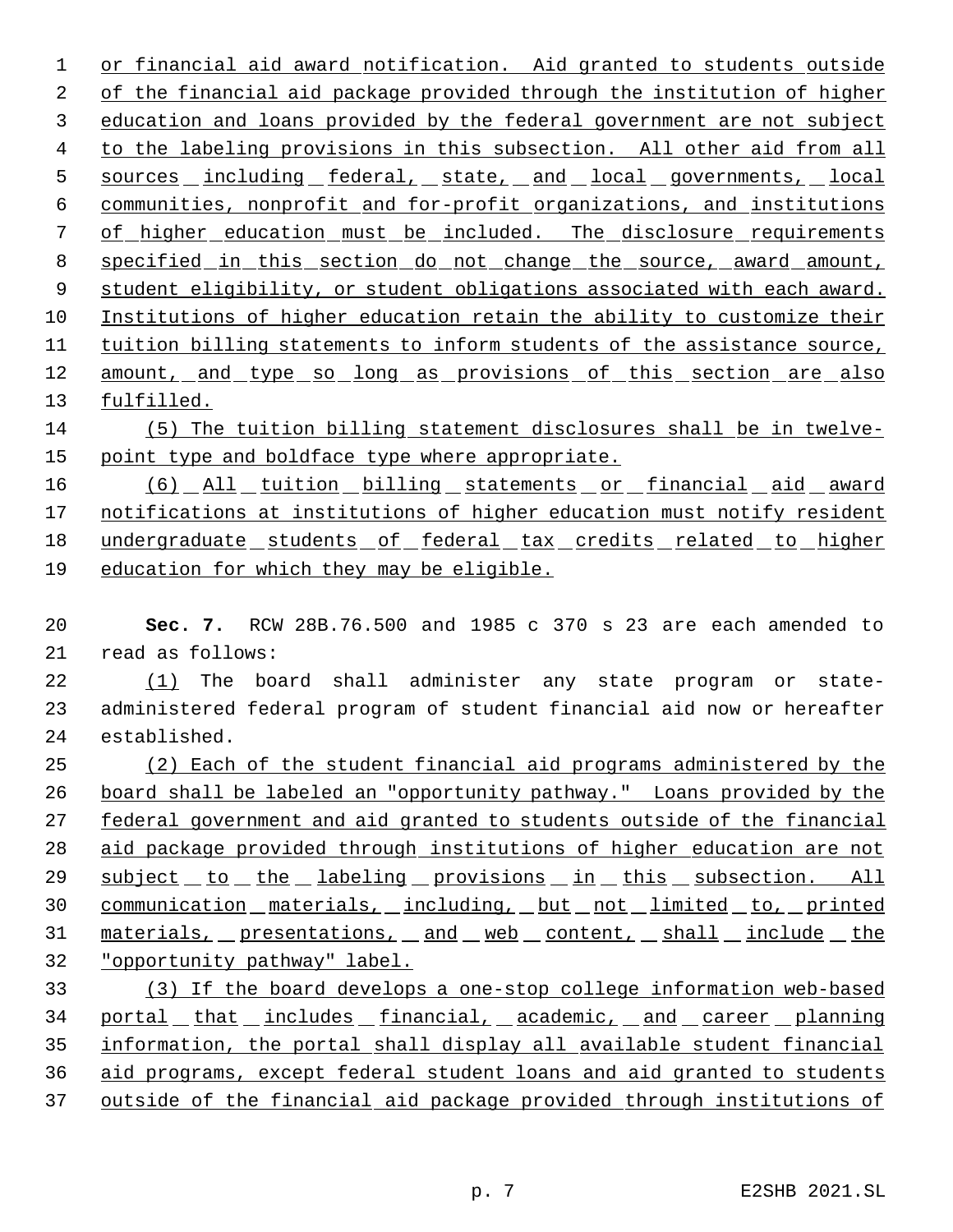or financial aid award notification. Aid granted to students outside of the financial aid package provided through the institution of higher education and loans provided by the federal government are not subject to the labeling provisions in this subsection. All other aid from all sources including federal, state, and local governments, local communities, nonprofit and for-profit organizations, and institutions of higher education must be included. The disclosure requirements specified in this section do not change the source, award amount, student eligibility, or student obligations associated with each award. Institutions of higher education retain the ability to customize their tuition billing statements to inform students of the assistance source, amount, and type so long as provisions of this section are also fulfilled.

(5) The tuition billing statement disclosures shall be in twelve-point type and boldface type where appropriate.

(6) All tuition billing statements or financial aid award notifications at institutions of higher education must notify resident undergraduate students of federal tax credits related to higher education for which they may be eligible.

**Sec. 7.** RCW 28B.76.500 and 1985 c 370 s 23 are each amended to read as follows:

(1) The board shall administer any state program or state-administered federal program of student financial aid now or hereafter established.

(2) Each of the student financial aid programs administered by the board shall be labeled an "opportunity pathway." Loans provided by the federal government and aid granted to students outside of the financial aid package provided through institutions of higher education are not subject to the labeling provisions in this subsection. All communication materials, including, but not limited to, printed materials, presentations, and web content, shall include the "opportunity pathway" label.

(3) If the board develops a one-stop college information web-based portal that includes financial, academic, and career planning information, the portal shall display all available student financial aid programs, except federal student loans and aid granted to students outside of the financial aid package provided through institutions of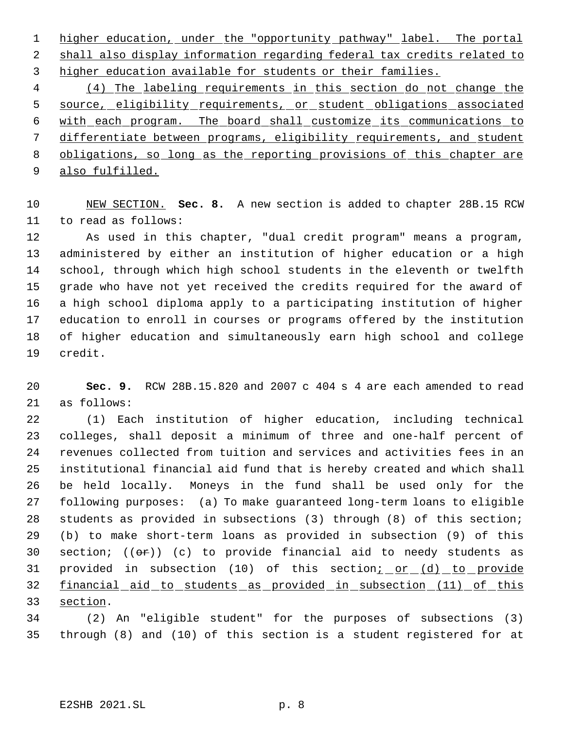higher education, under the "opportunity pathway" label. The portal shall also display information regarding federal tax credits related to higher education available for students or their families.

(4) The labeling requirements in this section do not change the source, eligibility requirements, or student obligations associated with each program. The board shall customize its communications to differentiate between programs, eligibility requirements, and student obligations, so long as the reporting provisions of this chapter are also fulfilled.

NEW SECTION. **Sec. 8.** A new section is added to chapter 28B.15 RCW to read as follows:

As used in this chapter, "dual credit program" means a program, administered by either an institution of higher education or a high school, through which high school students in the eleventh or twelfth grade who have not yet received the credits required for the award of a high school diploma apply to a participating institution of higher education to enroll in courses or programs offered by the institution of higher education and simultaneously earn high school and college credit.

**Sec. 9.** RCW 28B.15.820 and 2007 c 404 s 4 are each amended to read as follows:

(1) Each institution of higher education, including technical colleges, shall deposit a minimum of three and one-half percent of revenues collected from tuition and services and activities fees in an institutional financial aid fund that is hereby created and which shall be held locally. Moneys in the fund shall be used only for the following purposes: (a) To make guaranteed long-term loans to eligible students as provided in subsections (3) through (8) of this section; (b) to make short-term loans as provided in subsection (9) of this section; ((~~or~~)) (c) to provide financial aid to needy students as provided in subsection (10) of this section; or (d) to provide financial aid to students as provided in subsection (11) of this section.

(2) An "eligible student" for the purposes of subsections (3) through (8) and (10) of this section is a student registered for at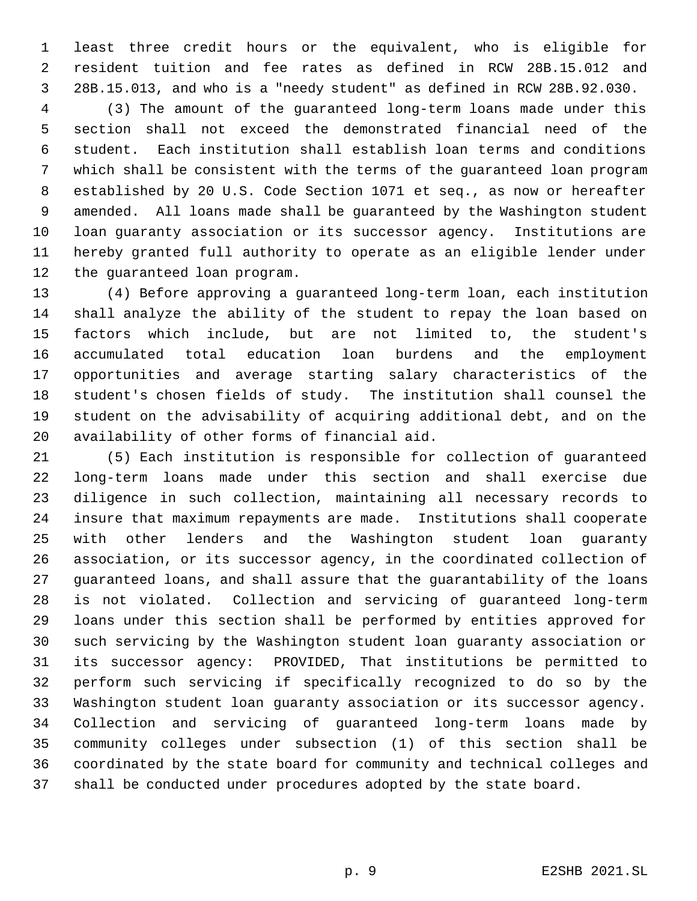least three credit hours or the equivalent, who is eligible for resident tuition and fee rates as defined in RCW 28B.15.012 and 28B.15.013, and who is a "needy student" as defined in RCW 28B.92.030.

(3) The amount of the guaranteed long-term loans made under this section shall not exceed the demonstrated financial need of the student. Each institution shall establish loan terms and conditions which shall be consistent with the terms of the guaranteed loan program established by 20 U.S. Code Section 1071 et seq., as now or hereafter amended. All loans made shall be guaranteed by the Washington student loan guaranty association or its successor agency. Institutions are hereby granted full authority to operate as an eligible lender under the guaranteed loan program.

(4) Before approving a guaranteed long-term loan, each institution shall analyze the ability of the student to repay the loan based on factors which include, but are not limited to, the student's accumulated total education loan burdens and the employment opportunities and average starting salary characteristics of the student's chosen fields of study. The institution shall counsel the student on the advisability of acquiring additional debt, and on the availability of other forms of financial aid.

(5) Each institution is responsible for collection of guaranteed long-term loans made under this section and shall exercise due diligence in such collection, maintaining all necessary records to insure that maximum repayments are made. Institutions shall cooperate with other lenders and the Washington student loan guaranty association, or its successor agency, in the coordinated collection of guaranteed loans, and shall assure that the guarantability of the loans is not violated. Collection and servicing of guaranteed long-term loans under this section shall be performed by entities approved for such servicing by the Washington student loan guaranty association or its successor agency: PROVIDED, That institutions be permitted to perform such servicing if specifically recognized to do so by the Washington student loan guaranty association or its successor agency. Collection and servicing of guaranteed long-term loans made by community colleges under subsection (1) of this section shall be coordinated by the state board for community and technical colleges and shall be conducted under procedures adopted by the state board.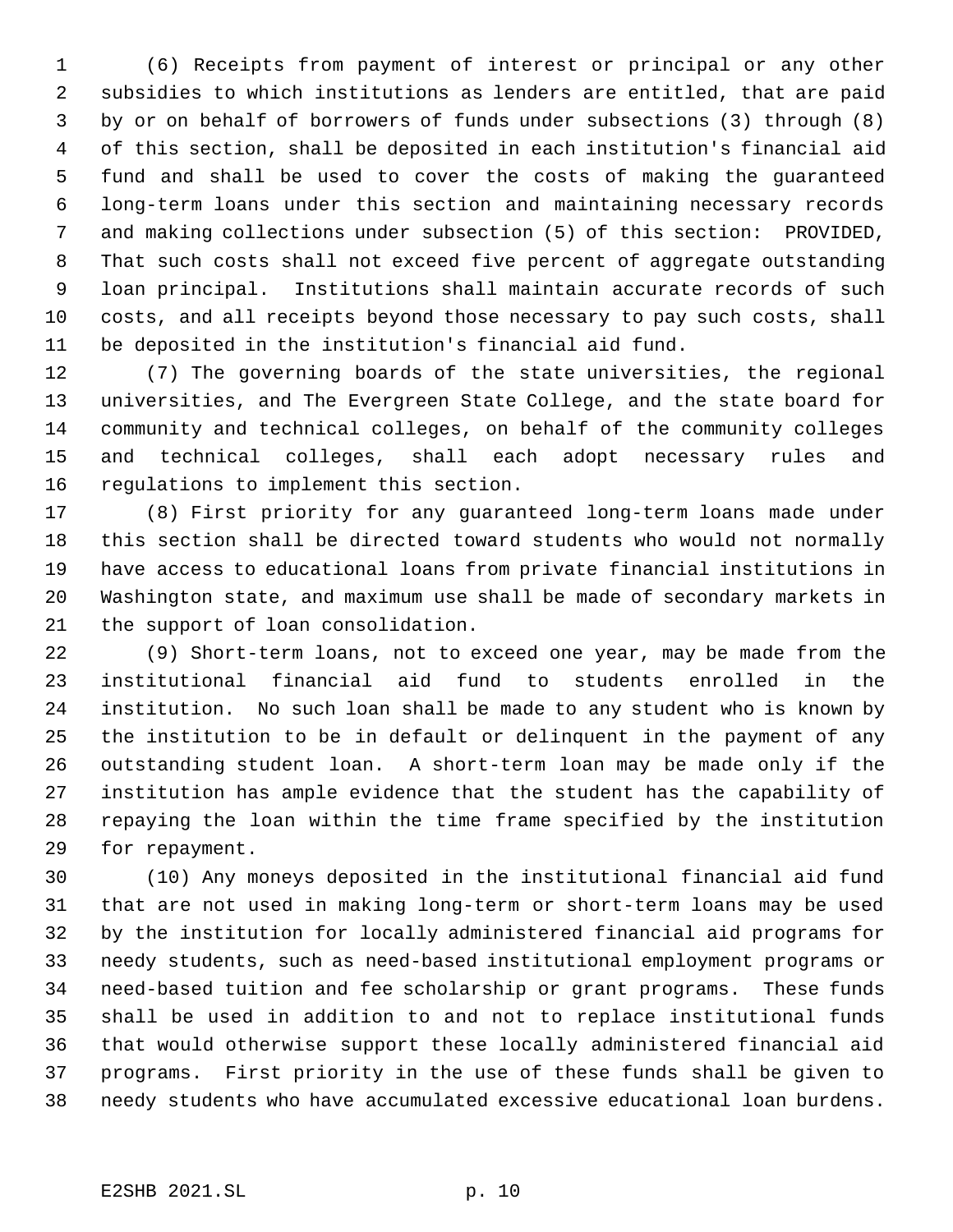(6) Receipts from payment of interest or principal or any other subsidies to which institutions as lenders are entitled, that are paid by or on behalf of borrowers of funds under subsections (3) through (8) of this section, shall be deposited in each institution's financial aid fund and shall be used to cover the costs of making the guaranteed long-term loans under this section and maintaining necessary records and making collections under subsection (5) of this section: PROVIDED, That such costs shall not exceed five percent of aggregate outstanding loan principal. Institutions shall maintain accurate records of such costs, and all receipts beyond those necessary to pay such costs, shall be deposited in the institution's financial aid fund.

(7) The governing boards of the state universities, the regional universities, and The Evergreen State College, and the state board for community and technical colleges, on behalf of the community colleges and technical colleges, shall each adopt necessary rules and regulations to implement this section.

(8) First priority for any guaranteed long-term loans made under this section shall be directed toward students who would not normally have access to educational loans from private financial institutions in Washington state, and maximum use shall be made of secondary markets in the support of loan consolidation.

(9) Short-term loans, not to exceed one year, may be made from the institutional financial aid fund to students enrolled in the institution. No such loan shall be made to any student who is known by the institution to be in default or delinquent in the payment of any outstanding student loan. A short-term loan may be made only if the institution has ample evidence that the student has the capability of repaying the loan within the time frame specified by the institution for repayment.

(10) Any moneys deposited in the institutional financial aid fund that are not used in making long-term or short-term loans may be used by the institution for locally administered financial aid programs for needy students, such as need-based institutional employment programs or need-based tuition and fee scholarship or grant programs. These funds shall be used in addition to and not to replace institutional funds that would otherwise support these locally administered financial aid programs. First priority in the use of these funds shall be given to needy students who have accumulated excessive educational loan burdens.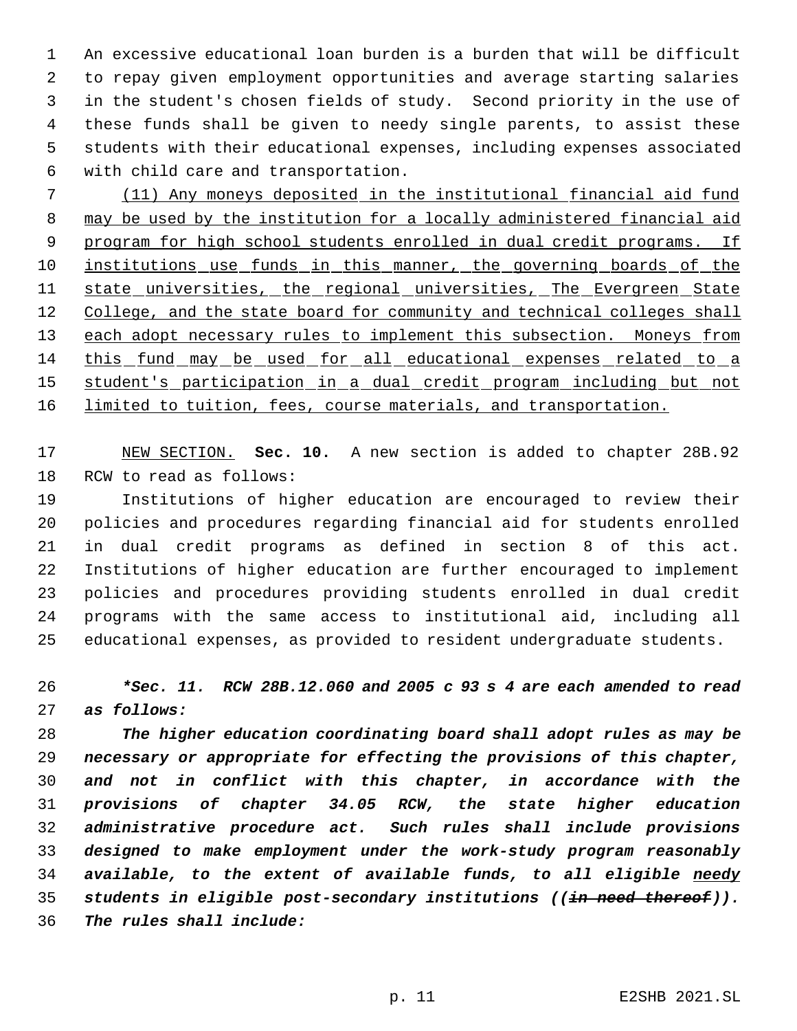An excessive educational loan burden is a burden that will be difficult to repay given employment opportunities and average starting salaries in the student's chosen fields of study. Second priority in the use of these funds shall be given to needy single parents, to assist these students with their educational expenses, including expenses associated with child care and transportation.

(11) Any moneys deposited in the institutional financial aid fund may be used by the institution for a locally administered financial aid program for high school students enrolled in dual credit programs. If institutions use funds in this manner, the governing boards of the state universities, the regional universities, The Evergreen State College, and the state board for community and technical colleges shall each adopt necessary rules to implement this subsection. Moneys from this fund may be used for all educational expenses related to a student's participation in a dual credit program including but not limited to tuition, fees, course materials, and transportation.

NEW SECTION. **Sec. 10.** A new section is added to chapter 28B.92 RCW to read as follows:

Institutions of higher education are encouraged to review their policies and procedures regarding financial aid for students enrolled in dual credit programs as defined in section 8 of this act. Institutions of higher education are further encouraged to implement policies and procedures providing students enrolled in dual credit programs with the same access to institutional aid, including all educational expenses, as provided to resident undergraduate students.

***Sec. 11. RCW 28B.12.060 and 2005 c 93 s 4 are each amended to read as follows:***

***The higher education coordinating board shall adopt rules as may be necessary or appropriate for effecting the provisions of this chapter, and not in conflict with this chapter, in accordance with the provisions of chapter 34.05 RCW, the state higher education administrative procedure act. Such rules shall include provisions designed to make employment under the work-study program reasonably available, to the extent of available funds, to all eligible needy students in eligible post-secondary institutions ((~~in need thereof~~)). The rules shall include:***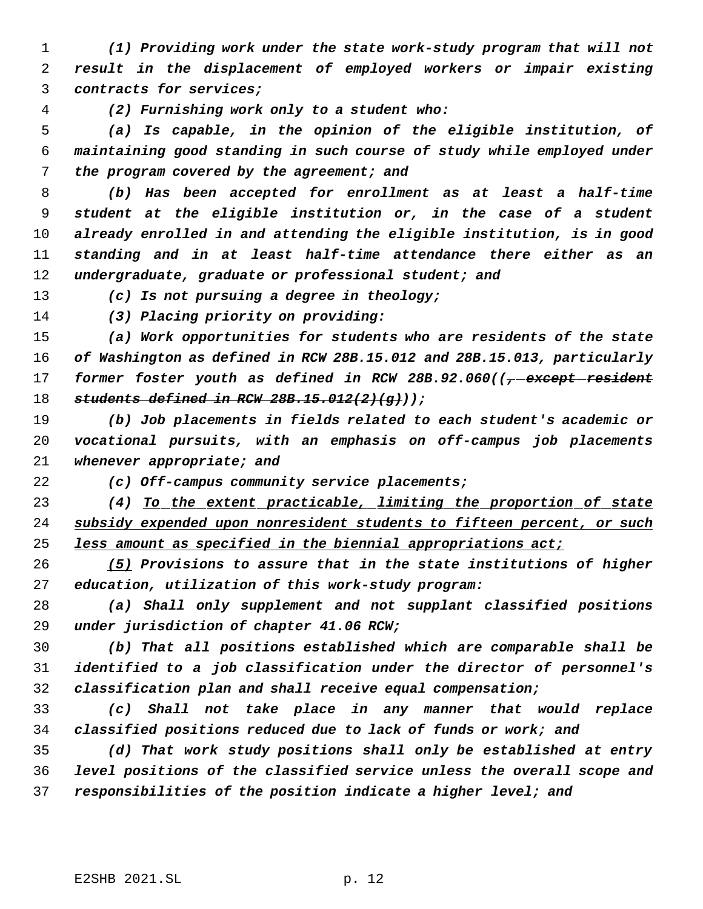*(1) Providing work under the state work-study program that will not result in the displacement of employed workers or impair existing contracts for services;*

*(2) Furnishing work only to a student who:*

*(a) Is capable, in the opinion of the eligible institution, of maintaining good standing in such course of study while employed under the program covered by the agreement; and*

*(b) Has been accepted for enrollment as at least a half-time student at the eligible institution or, in the case of a student already enrolled in and attending the eligible institution, is in good standing and in at least half-time attendance there either as an undergraduate, graduate or professional student; and*

*(c) Is not pursuing a degree in theology;*

*(3) Placing priority on providing:*

*(a) Work opportunities for students who are residents of the state of Washington as defined in RCW 28B.15.012 and 28B.15.013, particularly former foster youth as defined in RCW 28B.92.060((~~, except resident students defined in RCW 28B.15.012(2)(g)~~));*

*(b) Job placements in fields related to each student's academic or vocational pursuits, with an emphasis on off-campus job placements whenever appropriate; and*

*(c) Off-campus community service placements;*

*(4) <u>To the extent practicable, limiting the proportion of state subsidy expended upon nonresident students to fifteen percent, or such less amount as specified in the biennial appropriations act;</u>*

*<u>(5)</u> Provisions to assure that in the state institutions of higher education, utilization of this work-study program:*

*(a) Shall only supplement and not supplant classified positions under jurisdiction of chapter 41.06 RCW;*

*(b) That all positions established which are comparable shall be identified to a job classification under the director of personnel's classification plan and shall receive equal compensation;*

*(c) Shall not take place in any manner that would replace classified positions reduced due to lack of funds or work; and*

*(d) That work study positions shall only be established at entry level positions of the classified service unless the overall scope and responsibilities of the position indicate a higher level; and*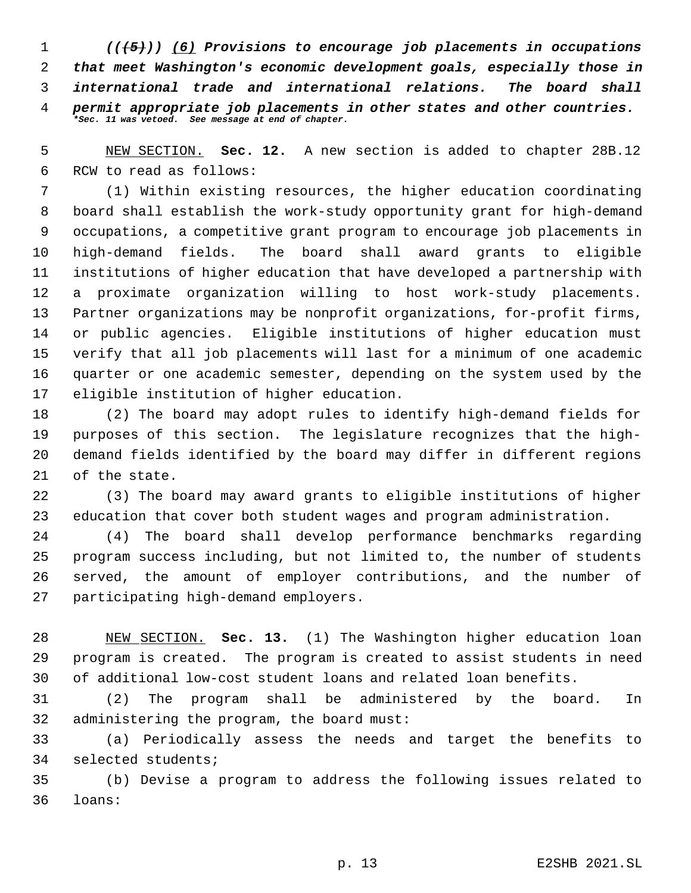***(((5))) (6) Provisions to encourage job placements in occupations that meet Washington's economic development goals, especially those in international trade and international relations. The board shall permit appropriate job placements in other states and other countries.***

****Sec. 11 was vetoed. See message at end of chapter.***

NEW SECTION. **Sec. 12.** A new section is added to chapter 28B.12 RCW to read as follows:

(1) Within existing resources, the higher education coordinating board shall establish the work-study opportunity grant for high-demand occupations, a competitive grant program to encourage job placements in high-demand fields. The board shall award grants to eligible institutions of higher education that have developed a partnership with a proximate organization willing to host work-study placements. Partner organizations may be nonprofit organizations, for-profit firms, or public agencies. Eligible institutions of higher education must verify that all job placements will last for a minimum of one academic quarter or one academic semester, depending on the system used by the eligible institution of higher education.

(2) The board may adopt rules to identify high-demand fields for purposes of this section. The legislature recognizes that the high-demand fields identified by the board may differ in different regions of the state.

(3) The board may award grants to eligible institutions of higher education that cover both student wages and program administration.

(4) The board shall develop performance benchmarks regarding program success including, but not limited to, the number of students served, the amount of employer contributions, and the number of participating high-demand employers.

NEW SECTION. **Sec. 13.** (1) The Washington higher education loan program is created. The program is created to assist students in need of additional low-cost student loans and related loan benefits.

(2) The program shall be administered by the board. In administering the program, the board must:

(a) Periodically assess the needs and target the benefits to selected students;

(b) Devise a program to address the following issues related to loans: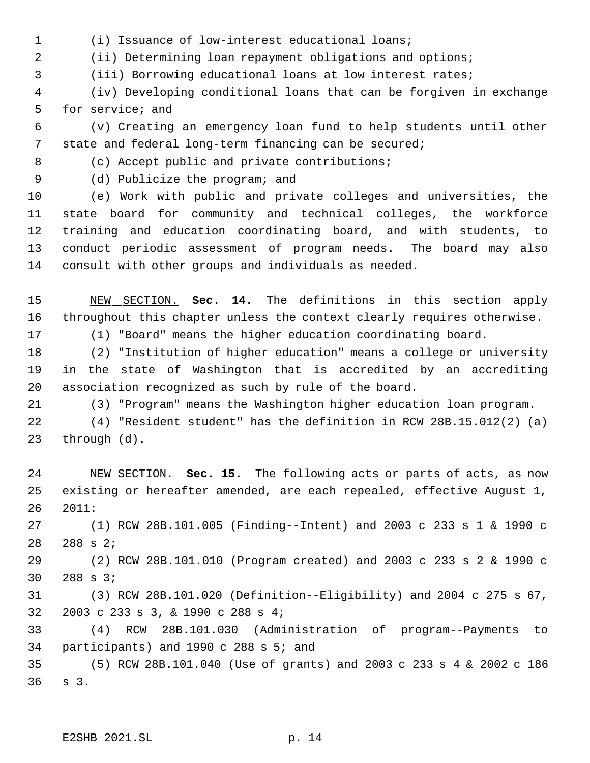(i) Issuance of low-interest educational loans;

(ii) Determining loan repayment obligations and options;

(iii) Borrowing educational loans at low interest rates;

(iv) Developing conditional loans that can be forgiven in exchange for service; and

(v) Creating an emergency loan fund to help students until other state and federal long-term financing can be secured;

(c) Accept public and private contributions;

(d) Publicize the program; and

(e) Work with public and private colleges and universities, the state board for community and technical colleges, the workforce training and education coordinating board, and with students, to conduct periodic assessment of program needs. The board may also consult with other groups and individuals as needed.

NEW SECTION. **Sec. 14.** The definitions in this section apply throughout this chapter unless the context clearly requires otherwise.

(1) "Board" means the higher education coordinating board.

(2) "Institution of higher education" means a college or university in the state of Washington that is accredited by an accrediting association recognized as such by rule of the board.

(3) "Program" means the Washington higher education loan program.

(4) "Resident student" has the definition in RCW 28B.15.012(2) (a) through (d).

NEW SECTION. **Sec. 15.** The following acts or parts of acts, as now existing or hereafter amended, are each repealed, effective August 1, 2011:

(1) RCW 28B.101.005 (Finding--Intent) and 2003 c 233 s 1 & 1990 c 288 s 2;

(2) RCW 28B.101.010 (Program created) and 2003 c 233 s 2 & 1990 c 288 s 3;

(3) RCW 28B.101.020 (Definition--Eligibility) and 2004 c 275 s 67, 2003 c 233 s 3, & 1990 c 288 s 4;

(4) RCW 28B.101.030 (Administration of program--Payments to participants) and 1990 c 288 s 5; and

(5) RCW 28B.101.040 (Use of grants) and 2003 c 233 s 4 & 2002 c 186 s 3.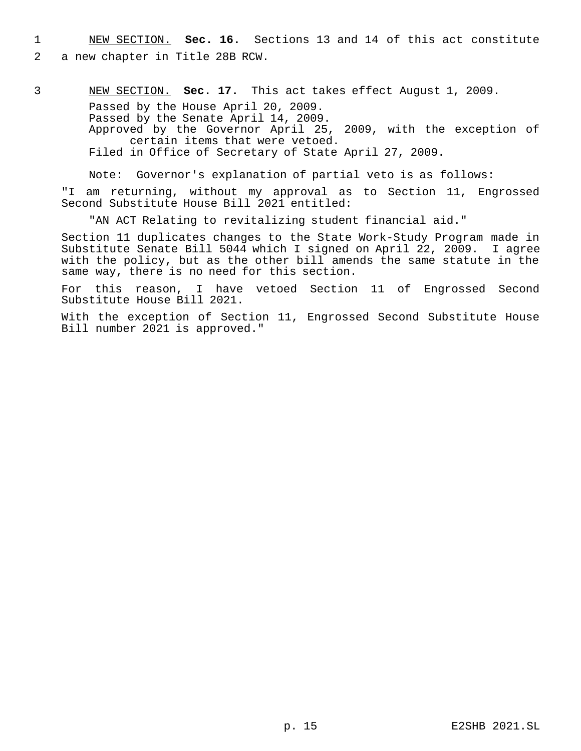NEW SECTION. **Sec. 16.** Sections 13 and 14 of this act constitute a new chapter in Title 28B RCW.

NEW SECTION. **Sec. 17.** This act takes effect August 1, 2009.

Passed by the House April 20, 2009.
Passed by the Senate April 14, 2009.
Approved by the Governor April 25, 2009, with the exception of certain items that were vetoed.
Filed in Office of Secretary of State April 27, 2009.

Note: Governor's explanation of partial veto is as follows:

"I am returning, without my approval as to Section 11, Engrossed Second Substitute House Bill 2021 entitled:

"AN ACT Relating to revitalizing student financial aid."

Section 11 duplicates changes to the State Work-Study Program made in Substitute Senate Bill 5044 which I signed on April 22, 2009. I agree with the policy, but as the other bill amends the same statute in the same way, there is no need for this section.

For this reason, I have vetoed Section 11 of Engrossed Second Substitute House Bill 2021.

With the exception of Section 11, Engrossed Second Substitute House Bill number 2021 is approved."